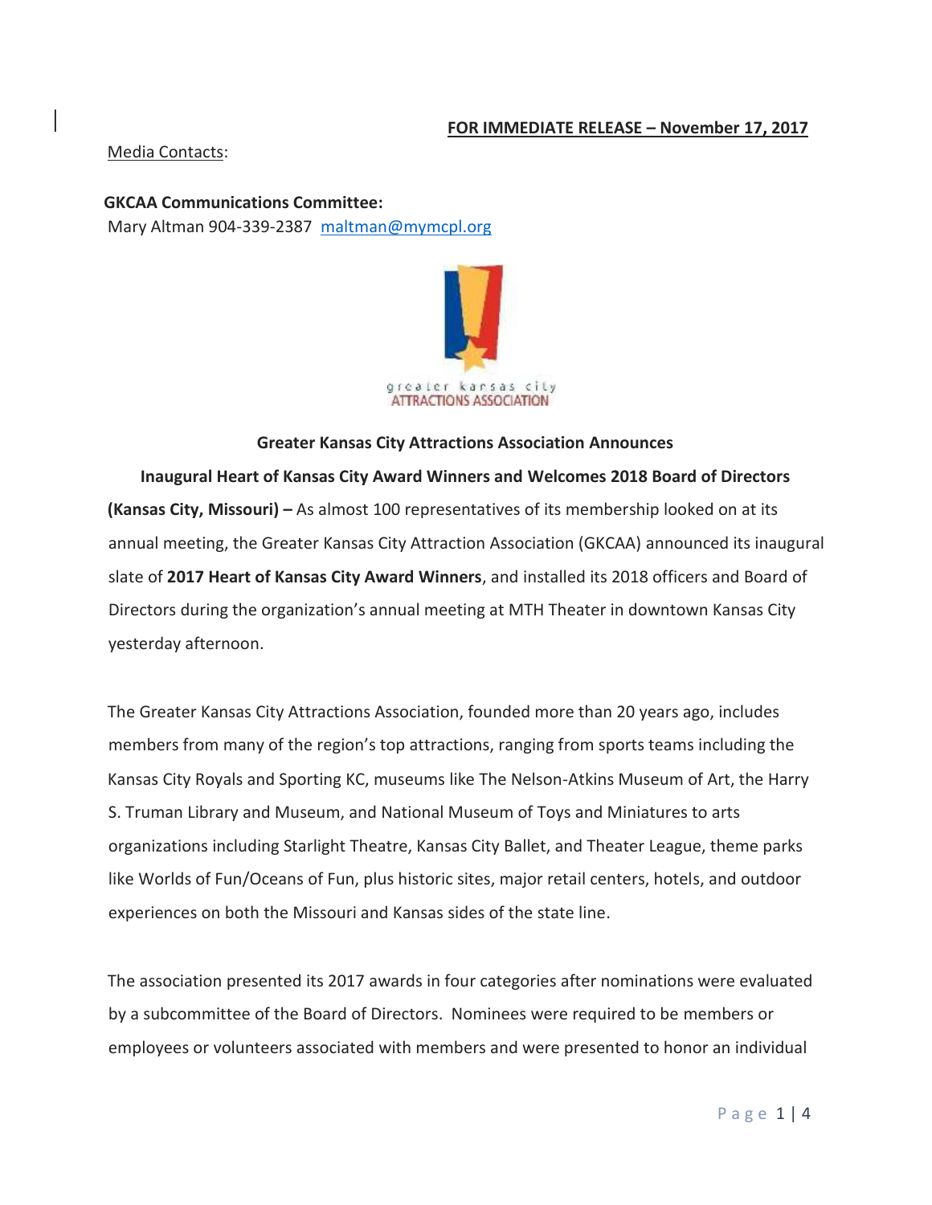**FOR IMMEDIATE RELEASE – November 17, 2017**

Media Contacts:

**GKCAA Communications Committee:**
Mary Altman 904-339-2387 maltman@mymcpl.org

greater kansas city
ATTRACTIONS ASSOCIATION

**Greater Kansas City Attractions Association Announces**

**Inaugural Heart of Kansas City Award Winners and Welcomes 2018 Board of Directors**

**(Kansas City, Missouri) –** As almost 100 representatives of its membership looked on at its annual meeting, the Greater Kansas City Attraction Association (GKCAA) announced its inaugural slate of **2017 Heart of Kansas City Award Winners**, and installed its 2018 officers and Board of Directors during the organization's annual meeting at MTH Theater in downtown Kansas City yesterday afternoon.

The Greater Kansas City Attractions Association, founded more than 20 years ago, includes members from many of the region's top attractions, ranging from sports teams including the Kansas City Royals and Sporting KC, museums like The Nelson-Atkins Museum of Art, the Harry S. Truman Library and Museum, and National Museum of Toys and Miniatures to arts organizations including Starlight Theatre, Kansas City Ballet, and Theater League, theme parks like Worlds of Fun/Oceans of Fun, plus historic sites, major retail centers, hotels, and outdoor experiences on both the Missouri and Kansas sides of the state line.

The association presented its 2017 awards in four categories after nominations were evaluated by a subcommittee of the Board of Directors. Nominees were required to be members or employees or volunteers associated with members and were presented to honor an individual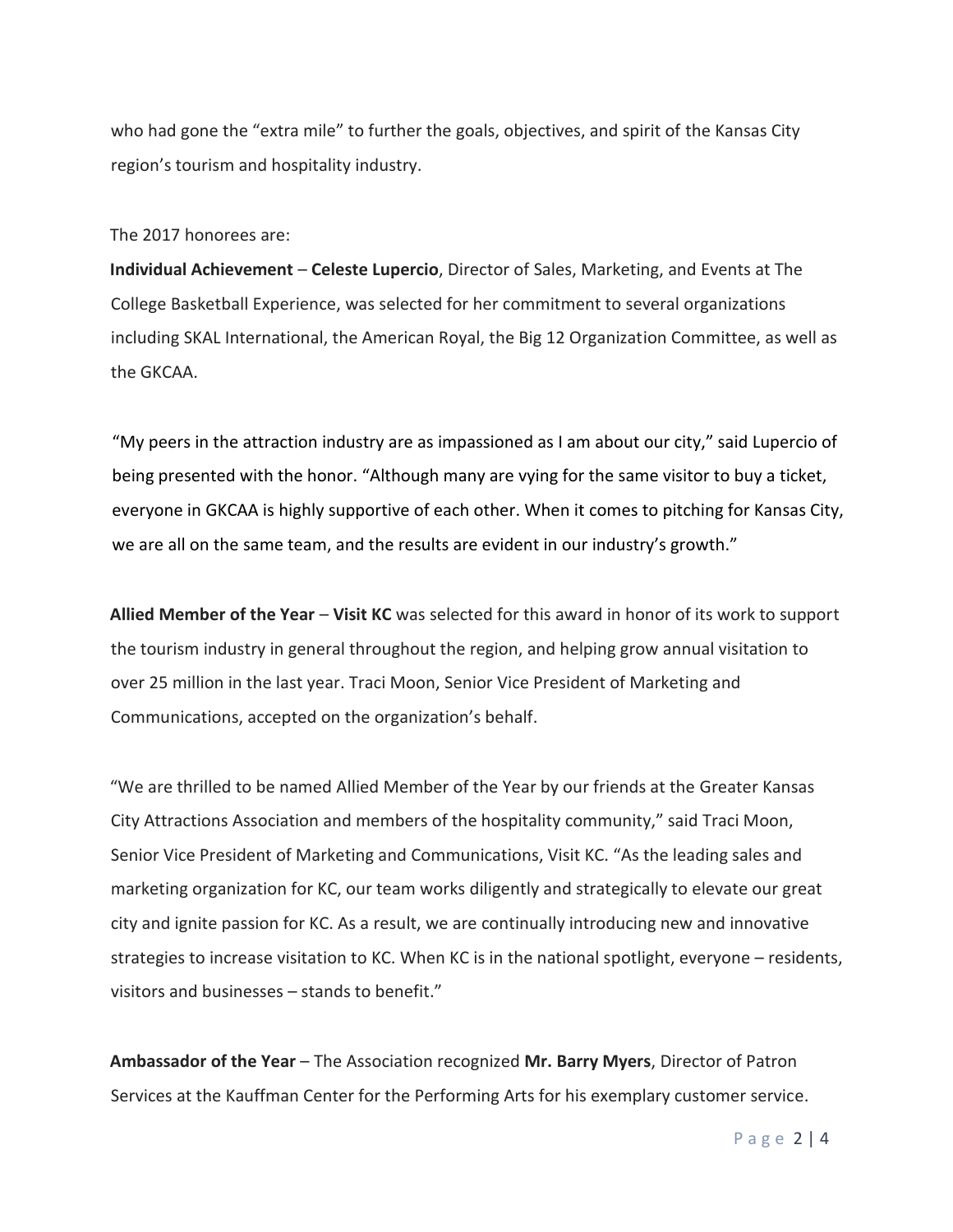who had gone the "extra mile" to further the goals, objectives, and spirit of the Kansas City region's tourism and hospitality industry.

The 2017 honorees are:

**Individual Achievement** – **Celeste Lupercio**, Director of Sales, Marketing, and Events at The College Basketball Experience, was selected for her commitment to several organizations including SKAL International, the American Royal, the Big 12 Organization Committee, as well as the GKCAA.

"My peers in the attraction industry are as impassioned as I am about our city," said Lupercio of being presented with the honor. "Although many are vying for the same visitor to buy a ticket, everyone in GKCAA is highly supportive of each other. When it comes to pitching for Kansas City, we are all on the same team, and the results are evident in our industry's growth."

**Allied Member of the Year** – **Visit KC** was selected for this award in honor of its work to support the tourism industry in general throughout the region, and helping grow annual visitation to over 25 million in the last year. Traci Moon, Senior Vice President of Marketing and Communications, accepted on the organization's behalf.

"We are thrilled to be named Allied Member of the Year by our friends at the Greater Kansas City Attractions Association and members of the hospitality community," said Traci Moon, Senior Vice President of Marketing and Communications, Visit KC. "As the leading sales and marketing organization for KC, our team works diligently and strategically to elevate our great city and ignite passion for KC. As a result, we are continually introducing new and innovative strategies to increase visitation to KC. When KC is in the national spotlight, everyone – residents, visitors and businesses – stands to benefit."

**Ambassador of the Year** – The Association recognized **Mr. Barry Myers**, Director of Patron Services at the Kauffman Center for the Performing Arts for his exemplary customer service.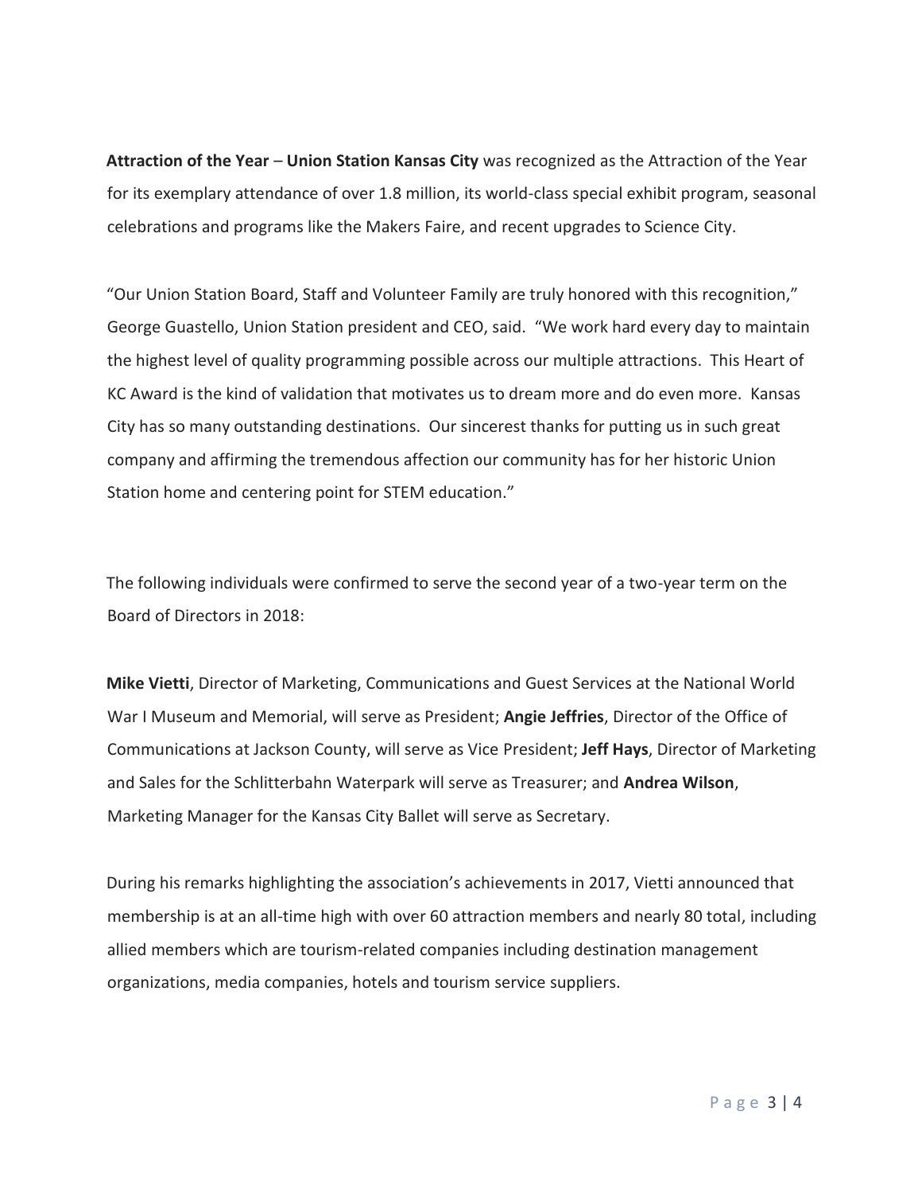**Attraction of the Year** – **Union Station Kansas City** was recognized as the Attraction of the Year for its exemplary attendance of over 1.8 million, its world-class special exhibit program, seasonal celebrations and programs like the Makers Faire, and recent upgrades to Science City.

"Our Union Station Board, Staff and Volunteer Family are truly honored with this recognition," George Guastello, Union Station president and CEO, said. "We work hard every day to maintain the highest level of quality programming possible across our multiple attractions. This Heart of KC Award is the kind of validation that motivates us to dream more and do even more. Kansas City has so many outstanding destinations. Our sincerest thanks for putting us in such great company and affirming the tremendous affection our community has for her historic Union Station home and centering point for STEM education."

The following individuals were confirmed to serve the second year of a two-year term on the Board of Directors in 2018:

**Mike Vietti**, Director of Marketing, Communications and Guest Services at the National World War I Museum and Memorial, will serve as President; **Angie Jeffries**, Director of the Office of Communications at Jackson County, will serve as Vice President; **Jeff Hays**, Director of Marketing and Sales for the Schlitterbahn Waterpark will serve as Treasurer; and **Andrea Wilson**, Marketing Manager for the Kansas City Ballet will serve as Secretary.

During his remarks highlighting the association's achievements in 2017, Vietti announced that membership is at an all-time high with over 60 attraction members and nearly 80 total, including allied members which are tourism-related companies including destination management organizations, media companies, hotels and tourism service suppliers.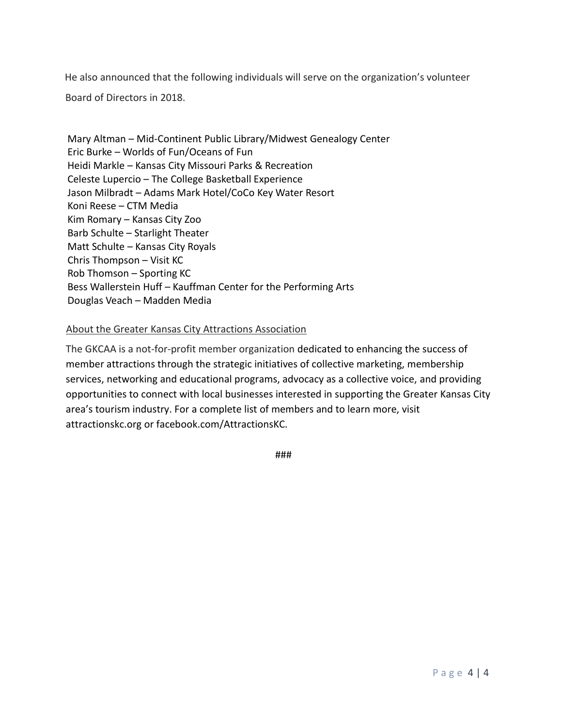He also announced that the following individuals will serve on the organization's volunteer Board of Directors in 2018.

Mary Altman – Mid-Continent Public Library/Midwest Genealogy Center
Eric Burke – Worlds of Fun/Oceans of Fun
Heidi Markle – Kansas City Missouri Parks & Recreation
Celeste Lupercio – The College Basketball Experience
Jason Milbradt – Adams Mark Hotel/CoCo Key Water Resort
Koni Reese – CTM Media
Kim Romary – Kansas City Zoo
Barb Schulte – Starlight Theater
Matt Schulte – Kansas City Royals
Chris Thompson – Visit KC
Rob Thomson – Sporting KC
Bess Wallerstein Huff – Kauffman Center for the Performing Arts
Douglas Veach – Madden Media

About the Greater Kansas City Attractions Association

The GKCAA is a not-for-profit member organization dedicated to enhancing the success of member attractions through the strategic initiatives of collective marketing, membership services, networking and educational programs, advocacy as a collective voice, and providing opportunities to connect with local businesses interested in supporting the Greater Kansas City area's tourism industry. For a complete list of members and to learn more, visit attractionskc.org or facebook.com/AttractionsKC.

###